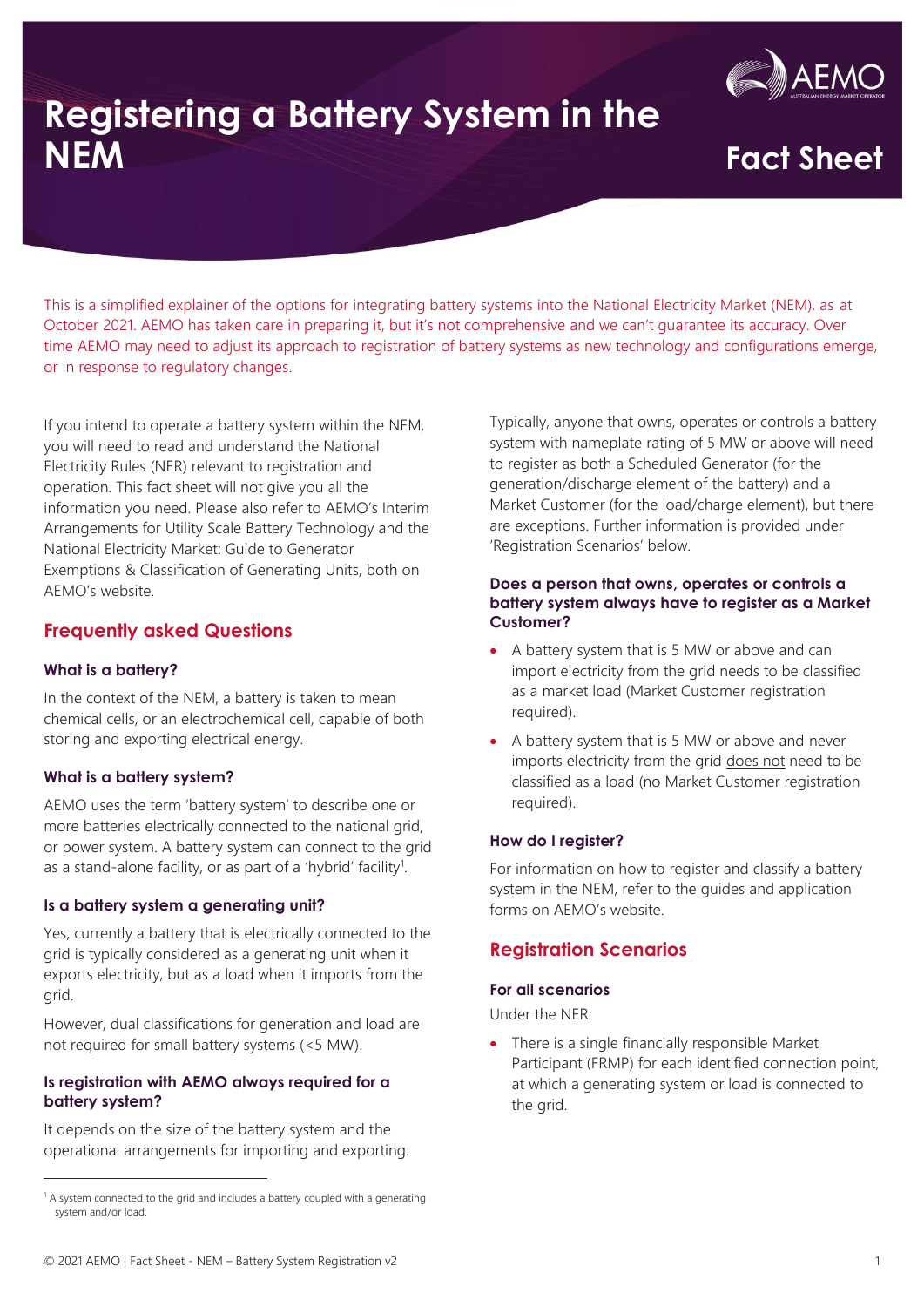# Registering a Battery System in the NEM

## Fact Sheet

This is a simplified explainer of the options for integrating battery systems into the National Electricity Market (NEM), as at October 2021. AEMO has taken care in preparing it, but it's not comprehensive and we can't guarantee its accuracy. Over time AEMO may need to adjust its approach to registration of battery systems as new technology and configurations emerge, or in response to regulatory changes.

If you intend to operate a battery system within the NEM, you will need to read and understand the National Electricity Rules (NER) relevant to registration and operation. This fact sheet will not give you all the information you need. Please also refer to AEMO's Interim Arrangements for Utility Scale Battery Technology and the National Electricity Market: Guide to Generator Exemptions & Classification of Generating Units, both on AEMO's website.

## Frequently asked Questions

### What is a battery?

In the context of the NEM, a battery is taken to mean chemical cells, or an electrochemical cell, capable of both storing and exporting electrical energy.

### What is a battery system?

AEMO uses the term 'battery system' to describe one or more batteries electrically connected to the national grid, or power system. A battery system can connect to the grid as a stand-alone facility, or as part of a 'hybrid' facility[1].

### Is a battery system a generating unit?

Yes, currently a battery that is electrically connected to the grid is typically considered as a generating unit when it exports electricity, but as a load when it imports from the grid.

However, dual classifications for generation and load are not required for small battery systems (<5 MW).

### Is registration with AEMO always required for a battery system?

It depends on the size of the battery system and the operational arrangements for importing and exporting.

Typically, anyone that owns, operates or controls a battery system with nameplate rating of 5 MW or above will need to register as both a Scheduled Generator (for the generation/discharge element of the battery) and a Market Customer (for the load/charge element), but there are exceptions. Further information is provided under 'Registration Scenarios' below.

### Does a person that owns, operates or controls a battery system always have to register as a Market Customer?

- A battery system that is 5 MW or above and can import electricity from the grid needs to be classified as a market load (Market Customer registration required).
- A battery system that is 5 MW or above and never imports electricity from the grid does not need to be classified as a load (no Market Customer registration required).

### How do I register?

For information on how to register and classify a battery system in the NEM, refer to the guides and application forms on AEMO's website.

## Registration Scenarios

### For all scenarios

Under the NER:

- There is a single financially responsible Market Participant (FRMP) for each identified connection point, at which a generating system or load is connected to the grid.

[1] A system connected to the grid and includes a battery coupled with a generating system and/or load.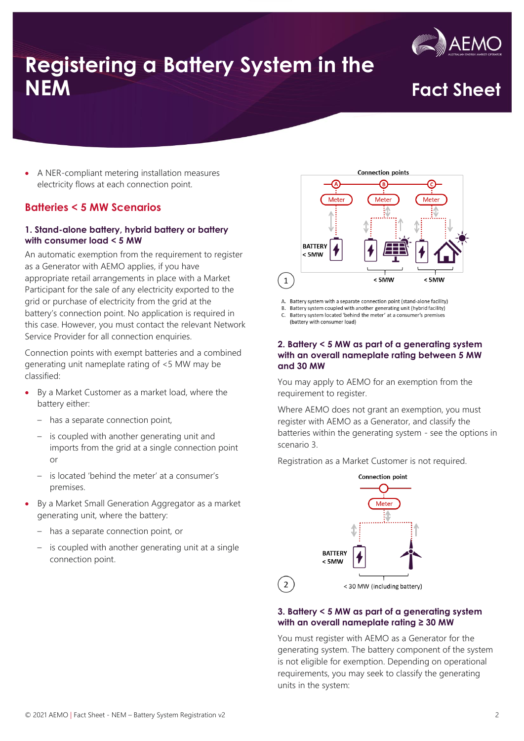# Registering a Battery System in the NEM

- A NER-compliant metering installation measures electricity flows at each connection point.

## Batteries < 5 MW Scenarios

### 1. Stand-alone battery, hybrid battery or battery with consumer load < 5 MW

An automatic exemption from the requirement to register as a Generator with AEMO applies, if you have appropriate retail arrangements in place with a Market Participant for the sale of any electricity exported to the grid or purchase of electricity from the grid at the battery's connection point. No application is required in this case. However, you must contact the relevant Network Service Provider for all connection enquiries.

Connection points with exempt batteries and a combined generating unit nameplate rating of <5 MW may be classified:

- By a Market Customer as a market load, where the battery either:
  - has a separate connection point,
  - is coupled with another generating unit and imports from the grid at a single connection point or
  - is located 'behind the meter' at a consumer's premises.
- By a Market Small Generation Aggregator as a market generating unit, where the battery:
  - has a separate connection point, or
  - is coupled with another generating unit at a single connection point.

A. Battery system with a separate connection point (stand-alone facility)
B. Battery system coupled with another generating unit (hybrid facility)
C. Battery system located 'behind the meter' at a consumer's premises (battery with consumer load)

### 2. Battery < 5 MW as part of a generating system with an overall nameplate rating between 5 MW and 30 MW

You may apply to AEMO for an exemption from the requirement to register.

Where AEMO does not grant an exemption, you must register with AEMO as a Generator, and classify the batteries within the generating system - see the options in scenario 3.

Registration as a Market Customer is not required.

### 3. Battery < 5 MW as part of a generating system with an overall nameplate rating ≥ 30 MW

You must register with AEMO as a Generator for the generating system. The battery component of the system is not eligible for exemption. Depending on operational requirements, you may seek to classify the generating units in the system: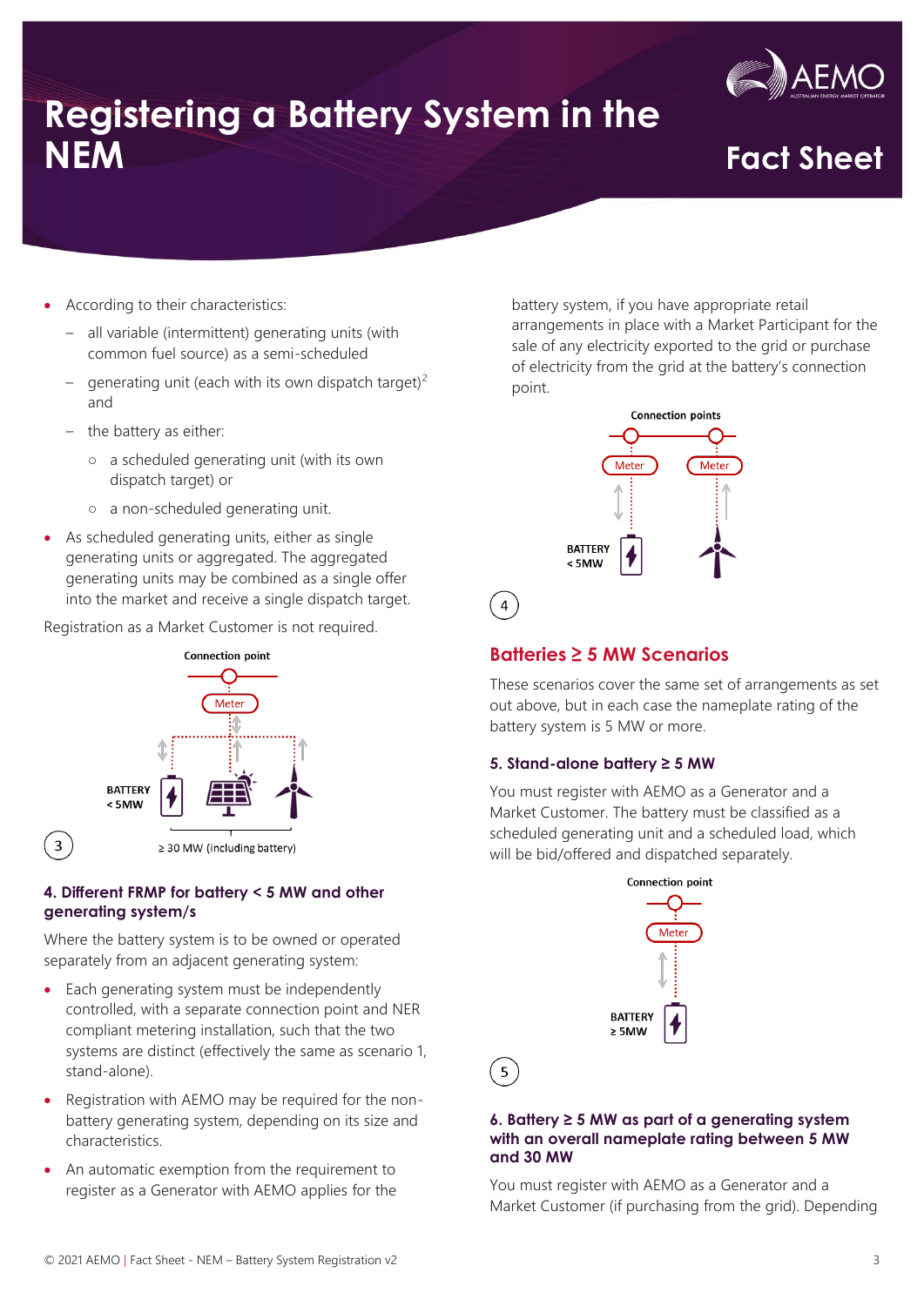# Registering a Battery System in the NEM

**Fact Sheet**

- According to their characteristics:
  - all variable (intermittent) generating units (with common fuel source) as a semi-scheduled
  - generating unit (each with its own dispatch target)[2] and
  - the battery as either:
    - a scheduled generating unit (with its own dispatch target) or
    - a non-scheduled generating unit.
- As scheduled generating units, either as single generating units or aggregated. The aggregated generating units may be combined as a single offer into the market and receive a single dispatch target.

Registration as a Market Customer is not required.

Connection point

Meter

BATTERY < 5MW

≥ 30 MW (including battery)

3

### 4. Different FRMP for battery < 5 MW and other generating system/s

Where the battery system is to be owned or operated separately from an adjacent generating system:

- Each generating system must be independently controlled, with a separate connection point and NER compliant metering installation, such that the two systems are distinct (effectively the same as scenario 1, stand-alone).
- Registration with AEMO may be required for the non-battery generating system, depending on its size and characteristics.
- An automatic exemption from the requirement to register as a Generator with AEMO applies for the battery system, if you have appropriate retail arrangements in place with a Market Participant for the sale of any electricity exported to the grid or purchase of electricity from the grid at the battery's connection point.

Connection points

Meter

Meter

BATTERY < 5MW

4

## Batteries ≥ 5 MW Scenarios

These scenarios cover the same set of arrangements as set out above, but in each case the nameplate rating of the battery system is 5 MW or more.

### 5. Stand-alone battery ≥ 5 MW

You must register with AEMO as a Generator and a Market Customer. The battery must be classified as a scheduled generating unit and a scheduled load, which will be bid/offered and dispatched separately.

Connection point

Meter

BATTERY ≥ 5MW

5

### 6. Battery ≥ 5 MW as part of a generating system with an overall nameplate rating between 5 MW and 30 MW

You must register with AEMO as a Generator and a Market Customer (if purchasing from the grid). Depending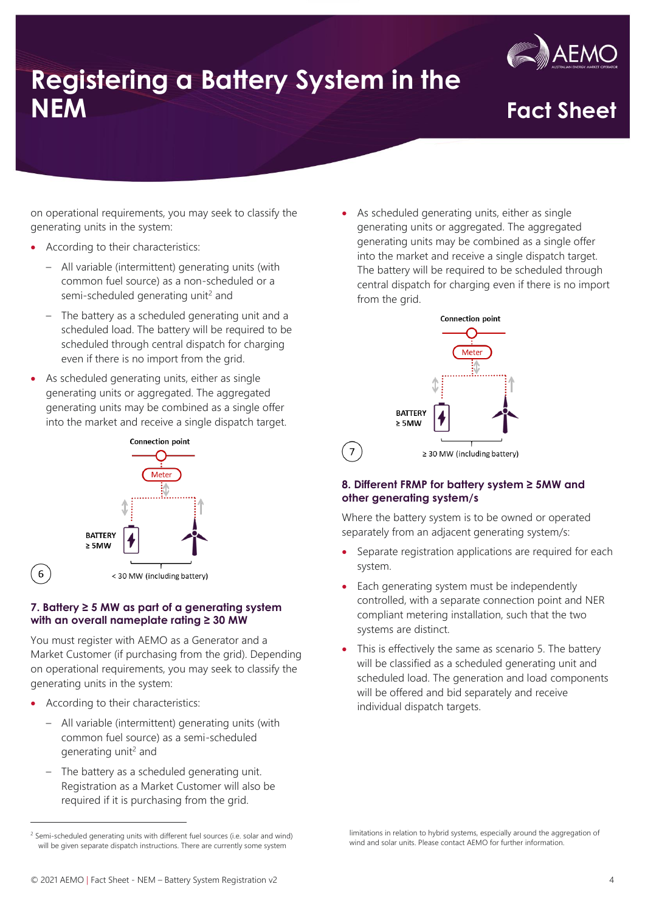on operational requirements, you may seek to classify the generating units in the system:

- According to their characteristics:
  - All variable (intermittent) generating units (with common fuel source) as a non-scheduled or a semi-scheduled generating unit[2] and
  - The battery as a scheduled generating unit and a scheduled load. The battery will be required to be scheduled through central dispatch for charging even if there is no import from the grid.
- As scheduled generating units, either as single generating units or aggregated. The aggregated generating units may be combined as a single offer into the market and receive a single dispatch target.

Connection point

Meter

BATTERY ≥ 5MW

6

< 30 MW (including battery)

### 7. Battery ≥ 5 MW as part of a generating system with an overall nameplate rating ≥ 30 MW

You must register with AEMO as a Generator and a Market Customer (if purchasing from the grid). Depending on operational requirements, you may seek to classify the generating units in the system:

- According to their characteristics:
  - All variable (intermittent) generating units (with common fuel source) as a semi-scheduled generating unit[2] and
  - The battery as a scheduled generating unit. Registration as a Market Customer will also be required if it is purchasing from the grid.
- As scheduled generating units, either as single generating units or aggregated. The aggregated generating units may be combined as a single offer into the market and receive a single dispatch target. The battery will be required to be scheduled through central dispatch for charging even if there is no import from the grid.

Connection point

Meter

BATTERY ≥ 5MW

7

≥ 30 MW (including battery)

### 8. Different FRMP for battery system ≥ 5MW and other generating system/s

Where the battery system is to be owned or operated separately from an adjacent generating system/s:

- Separate registration applications are required for each system.
- Each generating system must be independently controlled, with a separate connection point and NER compliant metering installation, such that the two systems are distinct.
- This is effectively the same as scenario 5. The battery will be classified as a scheduled generating unit and scheduled load. The generation and load components will be offered and bid separately and receive individual dispatch targets.

---

[2] Semi-scheduled generating units with different fuel sources (i.e. solar and wind) will be given separate dispatch instructions. There are currently some system limitations in relation to hybrid systems, especially around the aggregation of wind and solar units. Please contact AEMO for further information.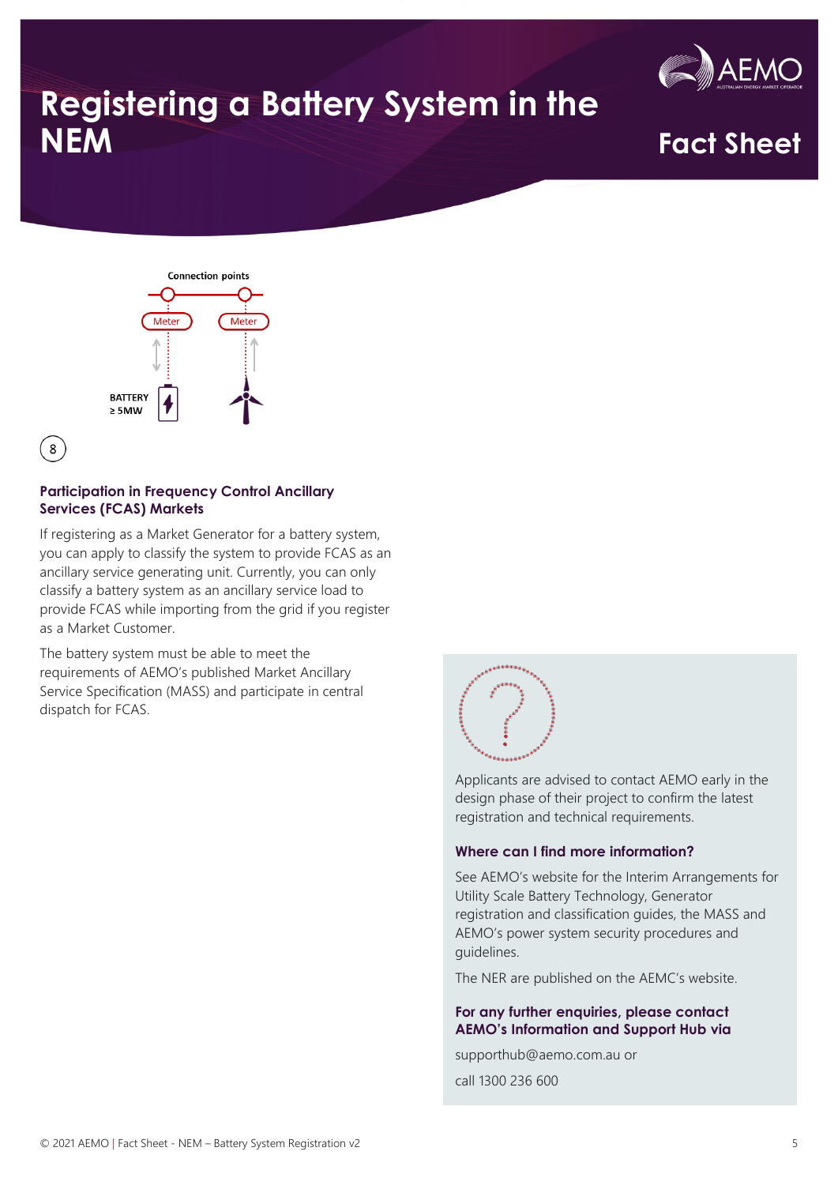# Registering a Battery System in the NEM

Fact Sheet

Connection points

Meter

Meter

BATTERY
≥ 5MW

8

### Participation in Frequency Control Ancillary Services (FCAS) Markets

If registering as a Market Generator for a battery system, you can apply to classify the system to provide FCAS as an ancillary service generating unit. Currently, you can only classify a battery system as an ancillary service load to provide FCAS while importing from the grid if you register as a Market Customer.

The battery system must be able to meet the requirements of AEMO's published Market Ancillary Service Specification (MASS) and participate in central dispatch for FCAS.

Applicants are advised to contact AEMO early in the design phase of their project to confirm the latest registration and technical requirements.

### Where can I find more information?

See AEMO's website for the Interim Arrangements for Utility Scale Battery Technology, Generator registration and classification guides, the MASS and AEMO's power system security procedures and guidelines.

The NER are published on the AEMC's website.

### For any further enquiries, please contact AEMO's Information and Support Hub via

supporthub@aemo.com.au or

call 1300 236 600